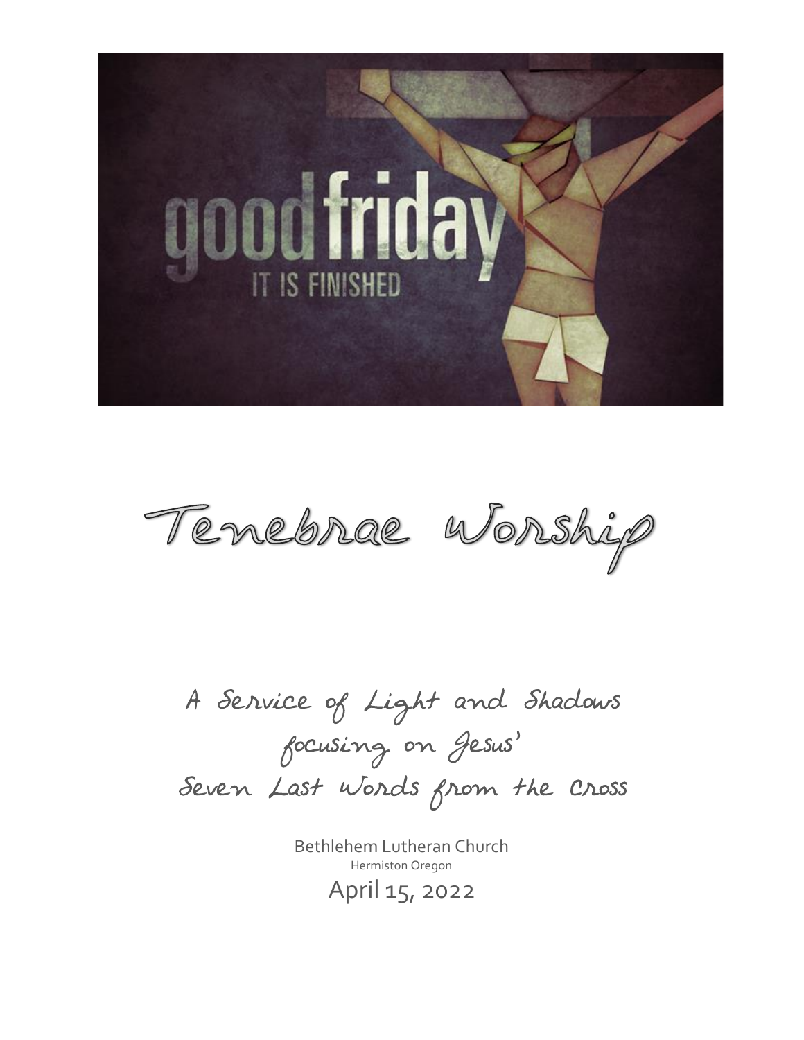good friday

IT IS FINISHED

# Tenebrae Worship

A Service of Light and Shadows
focusing on Jesus'
Seven Last Words from the Cross

Bethlehem Lutheran Church
Hermiston Oregon
April 15, 2022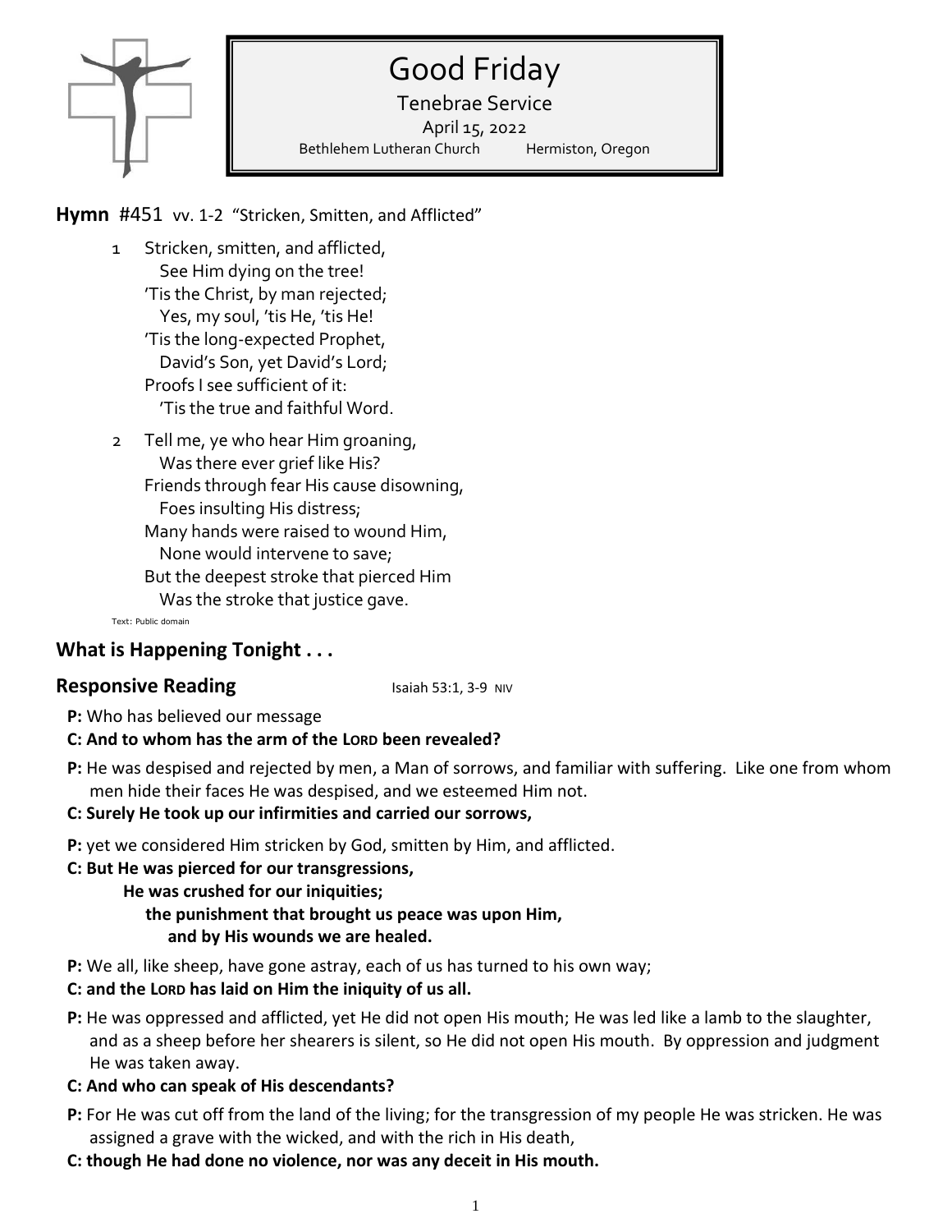# Good Friday

Tenebrae Service

April 15, 2022

Bethlehem Lutheran Church Hermiston, Oregon

**Hymn** #451 vv. 1-2 "Stricken, Smitten, and Afflicted"

1 Stricken, smitten, and afflicted,
   See Him dying on the tree!
'Tis the Christ, by man rejected;
   Yes, my soul, 'tis He, 'tis He!
'Tis the long-expected Prophet,
   David's Son, yet David's Lord;
Proofs I see sufficient of it:
   'Tis the true and faithful Word.

2 Tell me, ye who hear Him groaning,
   Was there ever grief like His?
Friends through fear His cause disowning,
   Foes insulting His distress;
Many hands were raised to wound Him,
   None would intervene to save;
But the deepest stroke that pierced Him
   Was the stroke that justice gave.

Text: Public domain

## What is Happening Tonight . . .

## Responsive Reading

Isaiah 53:1, 3-9 NIV

**P:** Who has believed our message

**C: And to whom has the arm of the LORD been revealed?**

**P:** He was despised and rejected by men, a Man of sorrows, and familiar with suffering. Like one from whom men hide their faces He was despised, and we esteemed Him not.

**C: Surely He took up our infirmities and carried our sorrows,**

**P:** yet we considered Him stricken by God, smitten by Him, and afflicted.

**C: But He was pierced for our transgressions,**
**He was crushed for our iniquities;**
**the punishment that brought us peace was upon Him,**
**and by His wounds we are healed.**

**P:** We all, like sheep, have gone astray, each of us has turned to his own way;

**C: and the LORD has laid on Him the iniquity of us all.**

**P:** He was oppressed and afflicted, yet He did not open His mouth; He was led like a lamb to the slaughter, and as a sheep before her shearers is silent, so He did not open His mouth. By oppression and judgment He was taken away.

**C: And who can speak of His descendants?**

**P:** For He was cut off from the land of the living; for the transgression of my people He was stricken. He was assigned a grave with the wicked, and with the rich in His death,

**C: though He had done no violence, nor was any deceit in His mouth.**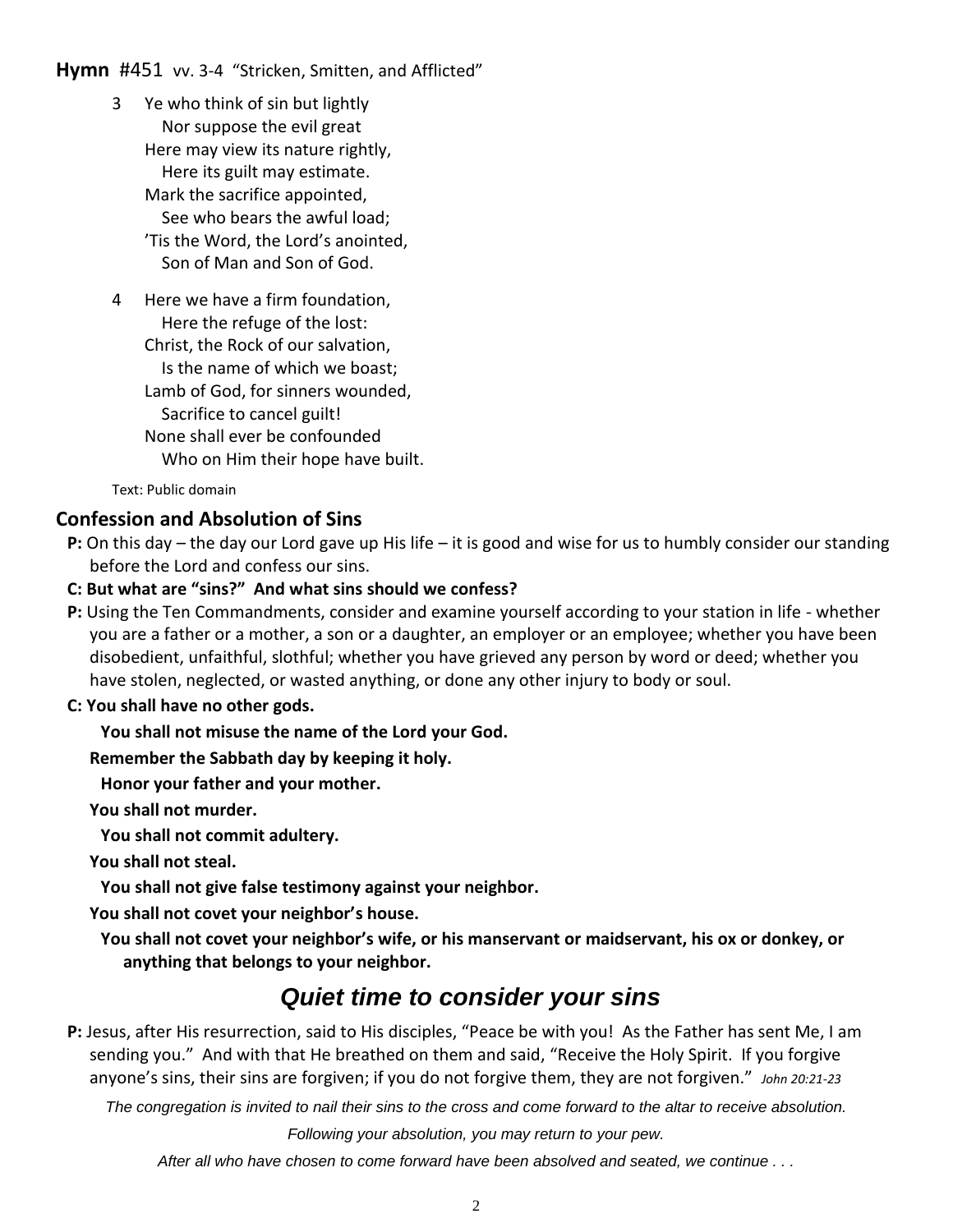**Hymn** #451 vv. 3-4 "Stricken, Smitten, and Afflicted"

3 Ye who think of sin but lightly
  Nor suppose the evil great
Here may view its nature rightly,
  Here its guilt may estimate.
Mark the sacrifice appointed,
  See who bears the awful load;
'Tis the Word, the Lord's anointed,
  Son of Man and Son of God.

4 Here we have a firm foundation,
  Here the refuge of the lost:
Christ, the Rock of our salvation,
  Is the name of which we boast;
Lamb of God, for sinners wounded,
  Sacrifice to cancel guilt!
None shall ever be confounded
  Who on Him their hope have built.

Text: Public domain

## Confession and Absolution of Sins

**P:** On this day – the day our Lord gave up His life – it is good and wise for us to humbly consider our standing before the Lord and confess our sins.

**C: But what are "sins?" And what sins should we confess?**

**P:** Using the Ten Commandments, consider and examine yourself according to your station in life - whether you are a father or a mother, a son or a daughter, an employer or an employee; whether you have been disobedient, unfaithful, slothful; whether you have grieved any person by word or deed; whether you have stolen, neglected, or wasted anything, or done any other injury to body or soul.

**C: You shall have no other gods.**

**You shall not misuse the name of the Lord your God.**

**Remember the Sabbath day by keeping it holy.**

**Honor your father and your mother.**

**You shall not murder.**

**You shall not commit adultery.**

**You shall not steal.**

**You shall not give false testimony against your neighbor.**

**You shall not covet your neighbor's house.**

**You shall not covet your neighbor's wife, or his manservant or maidservant, his ox or donkey, or anything that belongs to your neighbor.**

## *Quiet time to consider your sins*

**P:** Jesus, after His resurrection, said to His disciples, "Peace be with you! As the Father has sent Me, I am sending you." And with that He breathed on them and said, "Receive the Holy Spirit. If you forgive anyone's sins, their sins are forgiven; if you do not forgive them, they are not forgiven." *John 20:21-23*

*The congregation is invited to nail their sins to the cross and come forward to the altar to receive absolution.*

*Following your absolution, you may return to your pew.*

*After all who have chosen to come forward have been absolved and seated, we continue . . .*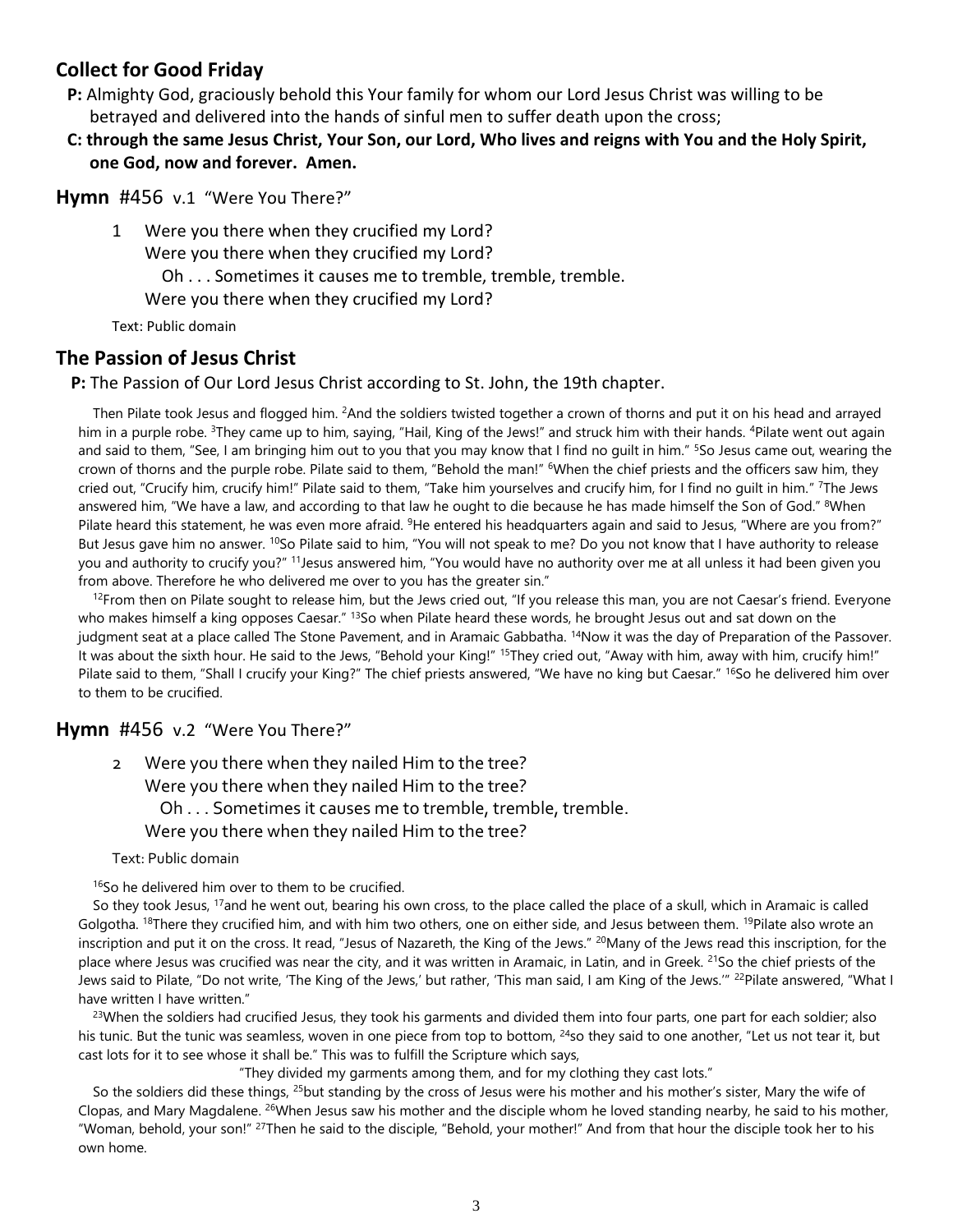## Collect for Good Friday

**P:** Almighty God, graciously behold this Your family for whom our Lord Jesus Christ was willing to be betrayed and delivered into the hands of sinful men to suffer death upon the cross;

**C: through the same Jesus Christ, Your Son, our Lord, Who lives and reigns with You and the Holy Spirit, one God, now and forever. Amen.**

## Hymn #456 v.1 "Were You There?"

1 Were you there when they crucified my Lord?
Were you there when they crucified my Lord?
Oh . . . Sometimes it causes me to tremble, tremble, tremble.
Were you there when they crucified my Lord?

Text: Public domain

## The Passion of Jesus Christ

**P:** The Passion of Our Lord Jesus Christ according to St. John, the 19th chapter.

Then Pilate took Jesus and flogged him. [2]And the soldiers twisted together a crown of thorns and put it on his head and arrayed him in a purple robe. [3]They came up to him, saying, "Hail, King of the Jews!" and struck him with their hands. [4]Pilate went out again and said to them, "See, I am bringing him out to you that you may know that I find no guilt in him." [5]So Jesus came out, wearing the crown of thorns and the purple robe. Pilate said to them, "Behold the man!" [6]When the chief priests and the officers saw him, they cried out, "Crucify him, crucify him!" Pilate said to them, "Take him yourselves and crucify him, for I find no guilt in him." [7]The Jews answered him, "We have a law, and according to that law he ought to die because he has made himself the Son of God." [8]When Pilate heard this statement, he was even more afraid. [9]He entered his headquarters again and said to Jesus, "Where are you from?" But Jesus gave him no answer. [10]So Pilate said to him, "You will not speak to me? Do you not know that I have authority to release you and authority to crucify you?" [11]Jesus answered him, "You would have no authority over me at all unless it had been given you from above. Therefore he who delivered me over to you has the greater sin."

[12]From then on Pilate sought to release him, but the Jews cried out, "If you release this man, you are not Caesar's friend. Everyone who makes himself a king opposes Caesar." [13]So when Pilate heard these words, he brought Jesus out and sat down on the judgment seat at a place called The Stone Pavement, and in Aramaic Gabbatha. [14]Now it was the day of Preparation of the Passover. It was about the sixth hour. He said to the Jews, "Behold your King!" [15]They cried out, "Away with him, away with him, crucify him!" Pilate said to them, "Shall I crucify your King?" The chief priests answered, "We have no king but Caesar." [16]So he delivered him over to them to be crucified.

## Hymn #456 v.2 "Were You There?"

2 Were you there when they nailed Him to the tree?
Were you there when they nailed Him to the tree?
Oh . . . Sometimes it causes me to tremble, tremble, tremble.
Were you there when they nailed Him to the tree?

Text: Public domain

[16]So he delivered him over to them to be crucified.

So they took Jesus, [17]and he went out, bearing his own cross, to the place called the place of a skull, which in Aramaic is called Golgotha. [18]There they crucified him, and with him two others, one on either side, and Jesus between them. [19]Pilate also wrote an inscription and put it on the cross. It read, "Jesus of Nazareth, the King of the Jews." [20]Many of the Jews read this inscription, for the place where Jesus was crucified was near the city, and it was written in Aramaic, in Latin, and in Greek. [21]So the chief priests of the Jews said to Pilate, "Do not write, 'The King of the Jews,' but rather, 'This man said, I am King of the Jews.'" [22]Pilate answered, "What I have written I have written."

[23]When the soldiers had crucified Jesus, they took his garments and divided them into four parts, one part for each soldier; also his tunic. But the tunic was seamless, woven in one piece from top to bottom, [24]so they said to one another, "Let us not tear it, but cast lots for it to see whose it shall be." This was to fulfill the Scripture which says,

"They divided my garments among them, and for my clothing they cast lots."

So the soldiers did these things, [25]but standing by the cross of Jesus were his mother and his mother's sister, Mary the wife of Clopas, and Mary Magdalene. [26]When Jesus saw his mother and the disciple whom he loved standing nearby, he said to his mother, "Woman, behold, your son!" [27]Then he said to the disciple, "Behold, your mother!" And from that hour the disciple took her to his own home.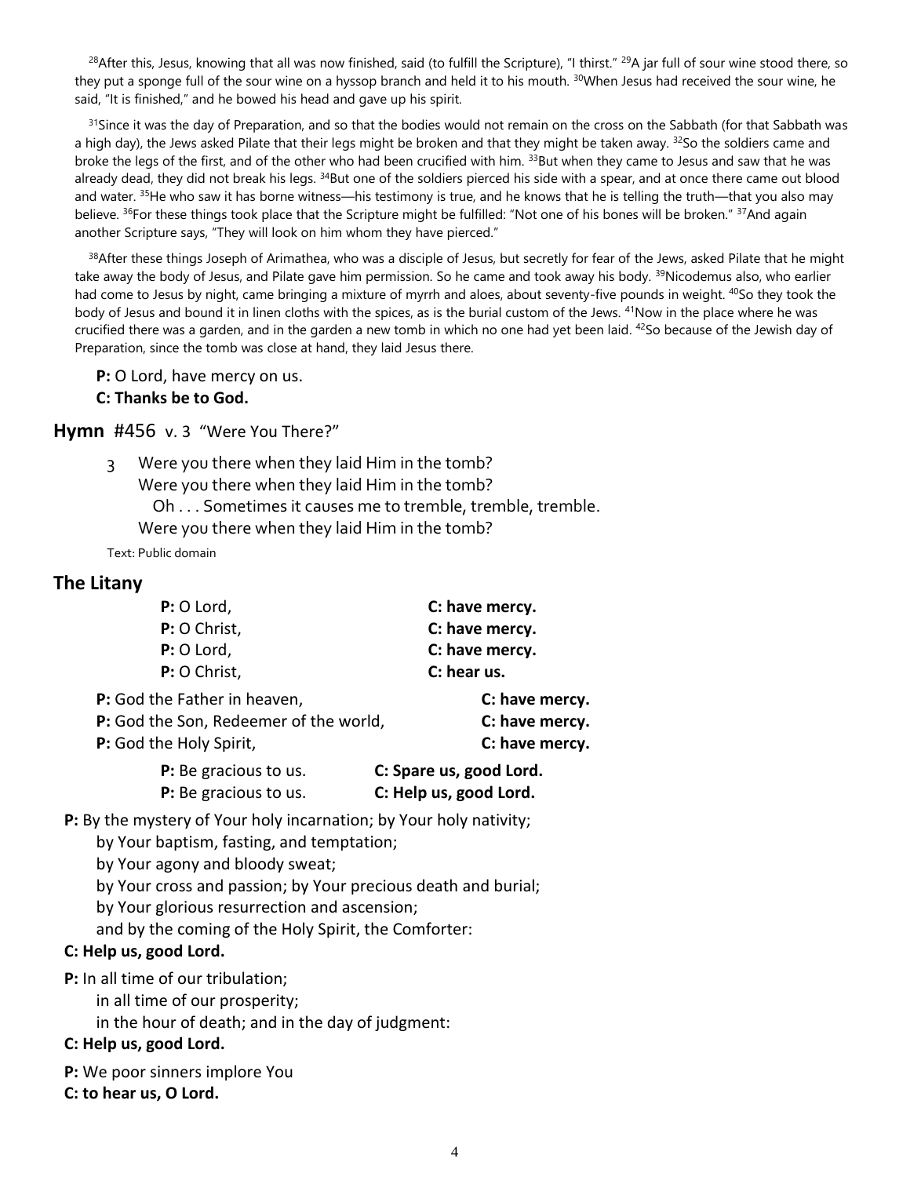[28]After this, Jesus, knowing that all was now finished, said (to fulfill the Scripture), "I thirst." [29]A jar full of sour wine stood there, so they put a sponge full of the sour wine on a hyssop branch and held it to his mouth. [30]When Jesus had received the sour wine, he said, "It is finished," and he bowed his head and gave up his spirit.

[31]Since it was the day of Preparation, and so that the bodies would not remain on the cross on the Sabbath (for that Sabbath was a high day), the Jews asked Pilate that their legs might be broken and that they might be taken away. [32]So the soldiers came and broke the legs of the first, and of the other who had been crucified with him. [33]But when they came to Jesus and saw that he was already dead, they did not break his legs. [34]But one of the soldiers pierced his side with a spear, and at once there came out blood and water. [35]He who saw it has borne witness—his testimony is true, and he knows that he is telling the truth—that you also may believe. [36]For these things took place that the Scripture might be fulfilled: "Not one of his bones will be broken." [37]And again another Scripture says, "They will look on him whom they have pierced."

[38]After these things Joseph of Arimathea, who was a disciple of Jesus, but secretly for fear of the Jews, asked Pilate that he might take away the body of Jesus, and Pilate gave him permission. So he came and took away his body. [39]Nicodemus also, who earlier had come to Jesus by night, came bringing a mixture of myrrh and aloes, about seventy-five pounds in weight. [40]So they took the body of Jesus and bound it in linen cloths with the spices, as is the burial custom of the Jews. [41]Now in the place where he was crucified there was a garden, and in the garden a new tomb in which no one had yet been laid. [42]So because of the Jewish day of Preparation, since the tomb was close at hand, they laid Jesus there.

**P:** O Lord, have mercy on us.
**C: Thanks be to God.**

## Hymn #456 v. 3 "Were You There?"

3 Were you there when they laid Him in the tomb?
Were you there when they laid Him in the tomb?
Oh . . . Sometimes it causes me to tremble, tremble, tremble.
Were you there when they laid Him in the tomb?

Text: Public domain

## The Litany

**P:** O Lord, **C: have mercy.**
**P:** O Christ, **C: have mercy.**
**P:** O Lord, **C: have mercy.**
**P:** O Christ, **C: hear us.**

**P:** God the Father in heaven, **C: have mercy.**
**P:** God the Son, Redeemer of the world, **C: have mercy.**
**P:** God the Holy Spirit, **C: have mercy.**

**P:** Be gracious to us. **C: Spare us, good Lord.**
**P:** Be gracious to us. **C: Help us, good Lord.**

**P:** By the mystery of Your holy incarnation; by Your holy nativity;
by Your baptism, fasting, and temptation;
by Your agony and bloody sweat;
by Your cross and passion; by Your precious death and burial;
by Your glorious resurrection and ascension;
and by the coming of the Holy Spirit, the Comforter:
**C: Help us, good Lord.**

**P:** In all time of our tribulation;
in all time of our prosperity;
in the hour of death; and in the day of judgment:
**C: Help us, good Lord.**

**P:** We poor sinners implore You
**C: to hear us, O Lord.**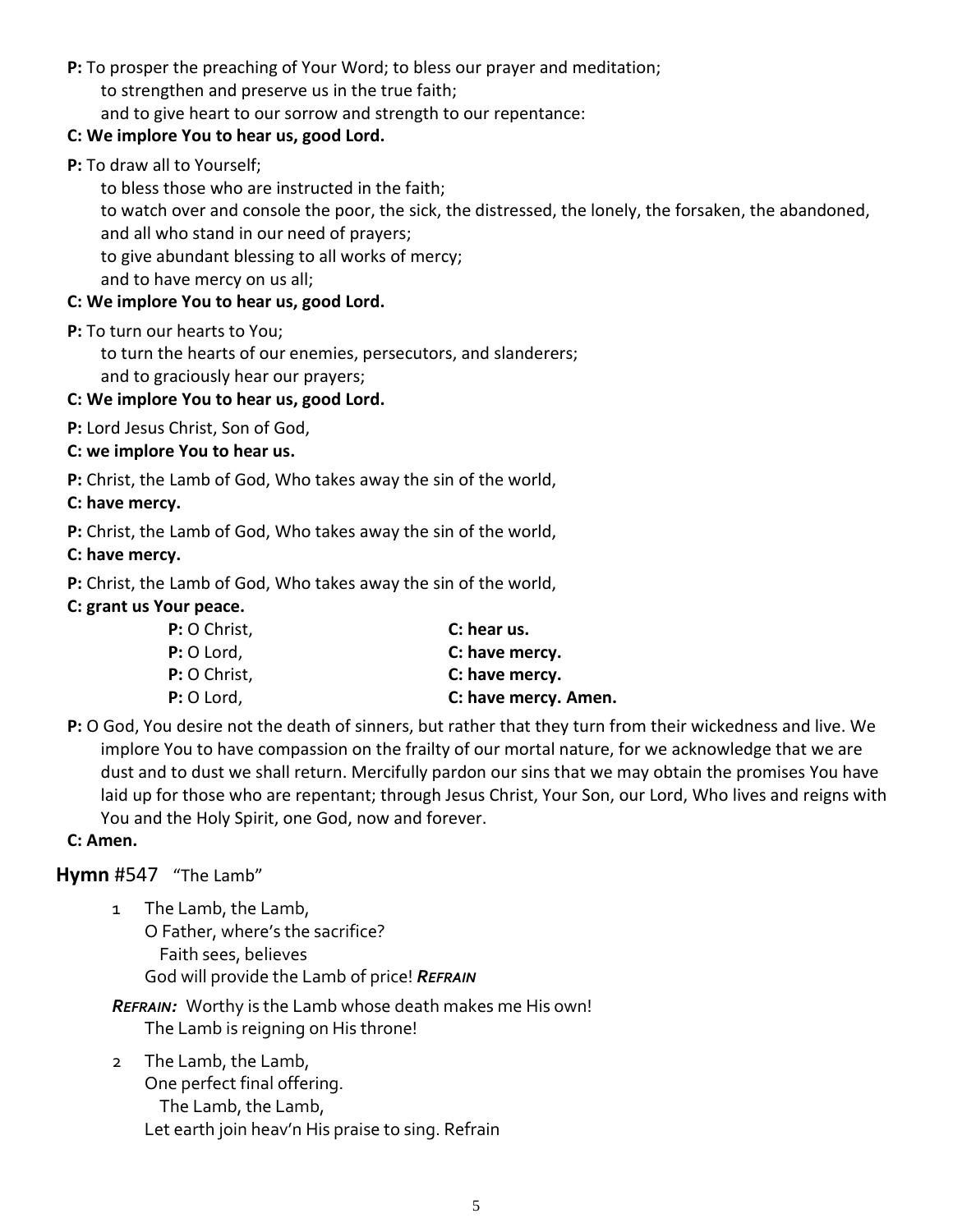**P:** To prosper the preaching of Your Word; to bless our prayer and meditation;
to strengthen and preserve us in the true faith;
and to give heart to our sorrow and strength to our repentance:

**C: We implore You to hear us, good Lord.**

**P:** To draw all to Yourself;
to bless those who are instructed in the faith;
to watch over and console the poor, the sick, the distressed, the lonely, the forsaken, the abandoned, and all who stand in our need of prayers;
to give abundant blessing to all works of mercy;
and to have mercy on us all;

**C: We implore You to hear us, good Lord.**

**P:** To turn our hearts to You;
to turn the hearts of our enemies, persecutors, and slanderers;
and to graciously hear our prayers;

**C: We implore You to hear us, good Lord.**

**P:** Lord Jesus Christ, Son of God,

**C: we implore You to hear us.**

**P:** Christ, the Lamb of God, Who takes away the sin of the world,

**C: have mercy.**

**P:** Christ, the Lamb of God, Who takes away the sin of the world,

**C: have mercy.**

**P:** Christ, the Lamb of God, Who takes away the sin of the world,

**C: grant us Your peace.**

**P:** O Christ, **C: hear us.**
**P:** O Lord, **C: have mercy.**
**P:** O Christ, **C: have mercy.**
**P:** O Lord, **C: have mercy. Amen.**

**P:** O God, You desire not the death of sinners, but rather that they turn from their wickedness and live. We implore You to have compassion on the frailty of our mortal nature, for we acknowledge that we are dust and to dust we shall return. Mercifully pardon our sins that we may obtain the promises You have laid up for those who are repentant; through Jesus Christ, Your Son, our Lord, Who lives and reigns with You and the Holy Spirit, one God, now and forever.

**C: Amen.**

## **Hymn** #547 "The Lamb"

1 The Lamb, the Lamb,
O Father, where's the sacrifice?
Faith sees, believes
God will provide the Lamb of price! ***Refrain***

***Refrain:*** Worthy is the Lamb whose death makes me His own!
The Lamb is reigning on His throne!

2 The Lamb, the Lamb,
One perfect final offering.
The Lamb, the Lamb,
Let earth join heav'n His praise to sing. Refrain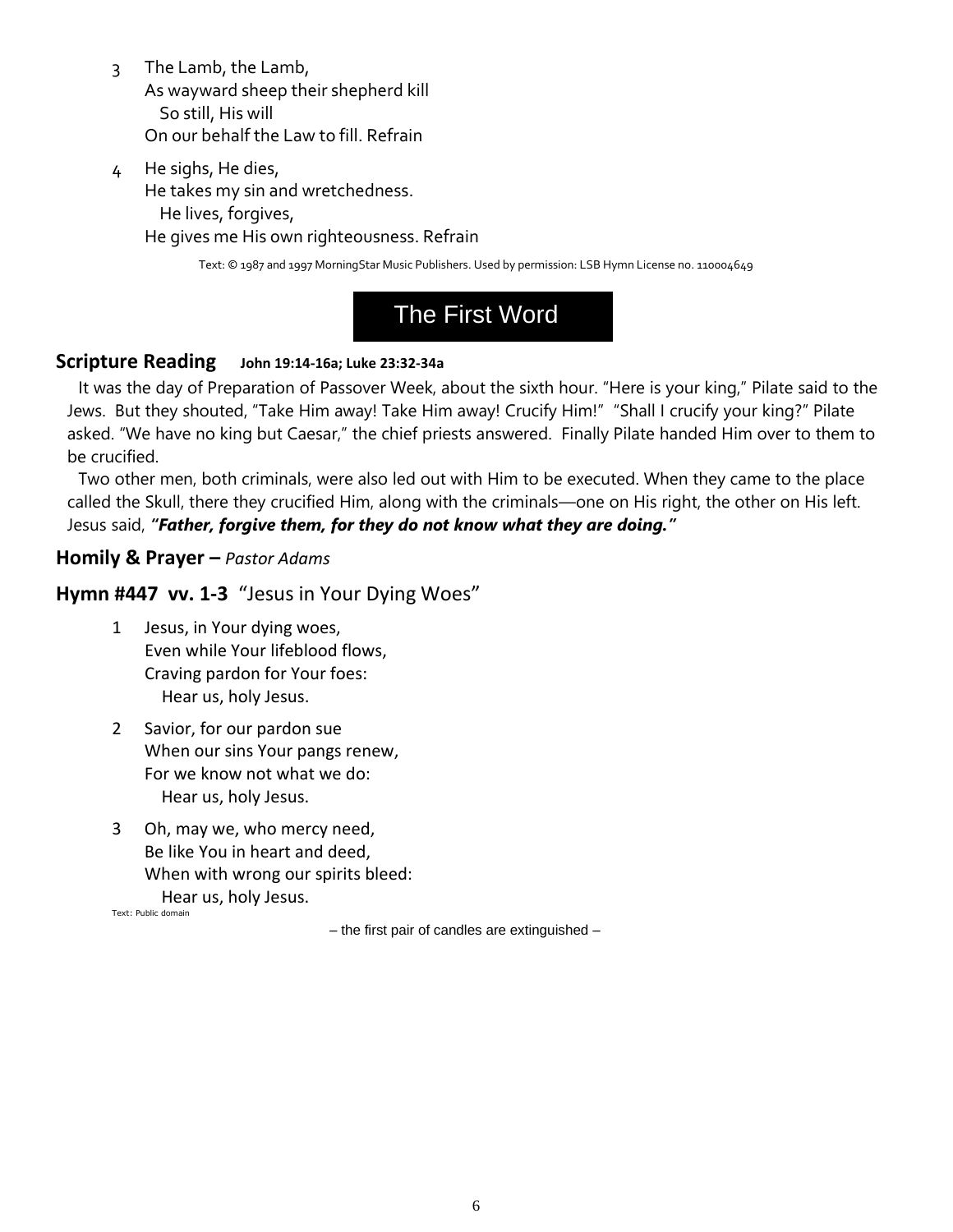3. The Lamb, the Lamb,  
   As wayward sheep their shepherd kill  
   So still, His will  
   On our behalf the Law to fill. Refrain

4. He sighs, He dies,  
   He takes my sin and wretchedness.  
   He lives, forgives,  
   He gives me His own righteousness. Refrain

Text: © 1987 and 1997 MorningStar Music Publishers. Used by permission: LSB Hymn License no. 110004649

## The First Word

**Scripture Reading** **John 19:14-16a; Luke 23:32-34a**

It was the day of Preparation of Passover Week, about the sixth hour. "Here is your king," Pilate said to the Jews. But they shouted, "Take Him away! Take Him away! Crucify Him!" "Shall I crucify your king?" Pilate asked. "We have no king but Caesar," the chief priests answered. Finally Pilate handed Him over to them to be crucified.

Two other men, both criminals, were also led out with Him to be executed. When they came to the place called the Skull, there they crucified Him, along with the criminals—one on His right, the other on His left. Jesus said, ***"Father, forgive them, for they do not know what they are doing."***

**Homily & Prayer –** *Pastor Adams*

**Hymn #447 vv. 1-3** "Jesus in Your Dying Woes"

1. Jesus, in Your dying woes,  
   Even while Your lifeblood flows,  
   Craving pardon for Your foes:  
   Hear us, holy Jesus.

2. Savior, for our pardon sue  
   When our sins Your pangs renew,  
   For we know not what we do:  
   Hear us, holy Jesus.

3. Oh, may we, who mercy need,  
   Be like You in heart and deed,  
   When with wrong our spirits bleed:  
   Hear us, holy Jesus.

Text: Public domain

– the first pair of candles are extinguished –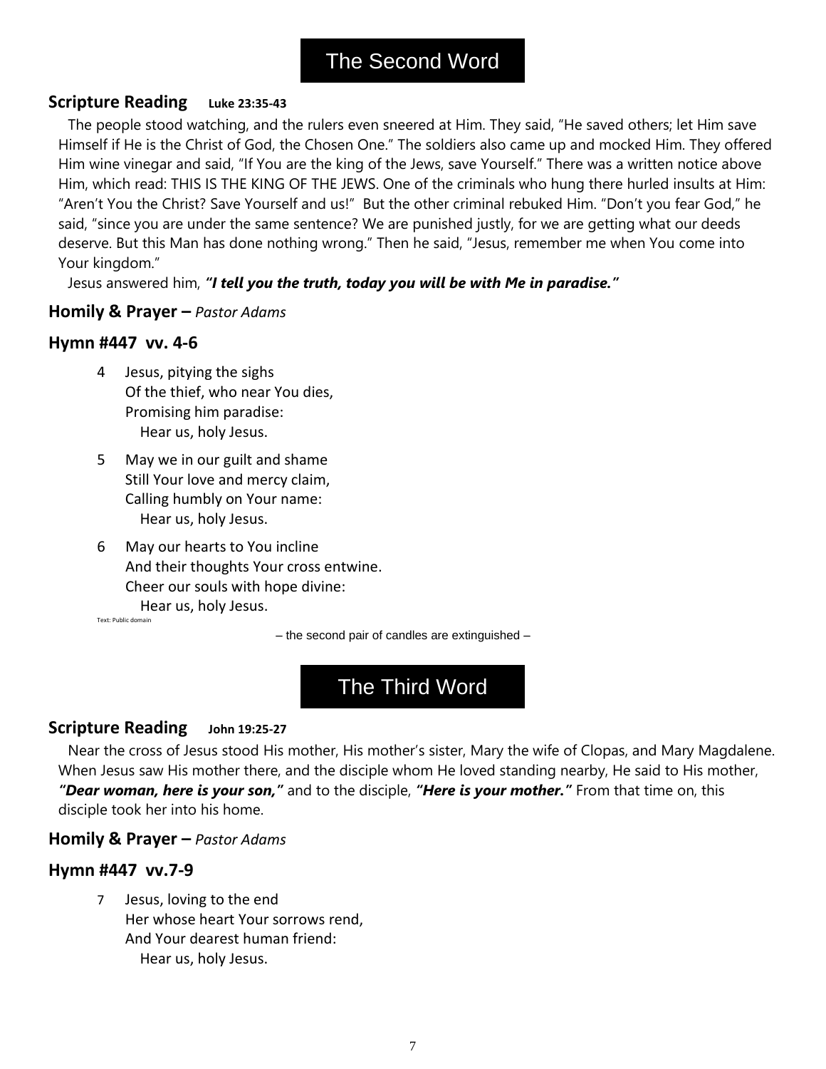## The Second Word

**Scripture Reading** **Luke 23:35-43**

The people stood watching, and the rulers even sneered at Him. They said, "He saved others; let Him save Himself if He is the Christ of God, the Chosen One." The soldiers also came up and mocked Him. They offered Him wine vinegar and said, "If You are the king of the Jews, save Yourself." There was a written notice above Him, which read: THIS IS THE KING OF THE JEWS. One of the criminals who hung there hurled insults at Him: "Aren't You the Christ? Save Yourself and us!" But the other criminal rebuked Him. "Don't you fear God," he said, "since you are under the same sentence? We are punished justly, for we are getting what our deeds deserve. But this Man has done nothing wrong." Then he said, "Jesus, remember me when You come into Your kingdom."

Jesus answered him, ***"I tell you the truth, today you will be with Me in paradise."***

**Homily & Prayer –** *Pastor Adams*

**Hymn #447 vv. 4-6**

4 Jesus, pitying the sighs
Of the thief, who near You dies,
Promising him paradise:
Hear us, holy Jesus.

5 May we in our guilt and shame
Still Your love and mercy claim,
Calling humbly on Your name:
Hear us, holy Jesus.

6 May our hearts to You incline
And their thoughts Your cross entwine.
Cheer our souls with hope divine:
Hear us, holy Jesus.

Text: Public domain

– the second pair of candles are extinguished –

## The Third Word

**Scripture Reading** **John 19:25-27**

Near the cross of Jesus stood His mother, His mother's sister, Mary the wife of Clopas, and Mary Magdalene. When Jesus saw His mother there, and the disciple whom He loved standing nearby, He said to His mother, ***"Dear woman, here is your son,"*** and to the disciple, ***"Here is your mother."*** From that time on, this disciple took her into his home.

**Homily & Prayer –** *Pastor Adams*

**Hymn #447 vv.7-9**

7 Jesus, loving to the end
Her whose heart Your sorrows rend,
And Your dearest human friend:
Hear us, holy Jesus.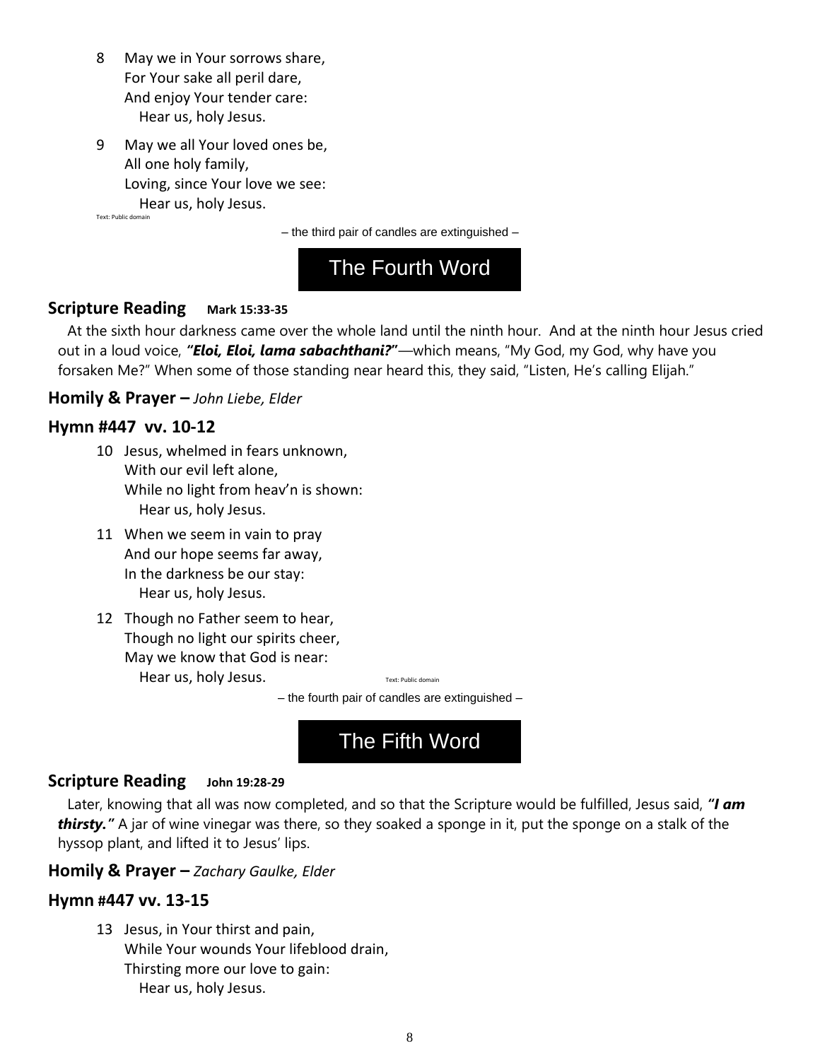8 May we in Your sorrows share,
For Your sake all peril dare,
And enjoy Your tender care:
Hear us, holy Jesus.

9 May we all Your loved ones be,
All one holy family,
Loving, since Your love we see:
Hear us, holy Jesus.

Text: Public domain

– the third pair of candles are extinguished –

## The Fourth Word

### Scripture Reading Mark 15:33-35

At the sixth hour darkness came over the whole land until the ninth hour. And at the ninth hour Jesus cried out in a loud voice, ***"Eloi, Eloi, lama sabachthani?"***—which means, "My God, my God, why have you forsaken Me?" When some of those standing near heard this, they said, "Listen, He's calling Elijah."

### Homily & Prayer – *John Liebe, Elder*

### Hymn #447 vv. 10-12

10 Jesus, whelmed in fears unknown,
With our evil left alone,
While no light from heav'n is shown:
Hear us, holy Jesus.

11 When we seem in vain to pray
And our hope seems far away,
In the darkness be our stay:
Hear us, holy Jesus.

12 Though no Father seem to hear,
Though no light our spirits cheer,
May we know that God is near:
Hear us, holy Jesus.

Text: Public domain

– the fourth pair of candles are extinguished –

## The Fifth Word

### Scripture Reading John 19:28-29

Later, knowing that all was now completed, and so that the Scripture would be fulfilled, Jesus said, ***"I am thirsty."*** A jar of wine vinegar was there, so they soaked a sponge in it, put the sponge on a stalk of the hyssop plant, and lifted it to Jesus' lips.

### Homily & Prayer – *Zachary Gaulke, Elder*

### Hymn #447 vv. 13-15

13 Jesus, in Your thirst and pain,
While Your wounds Your lifeblood drain,
Thirsting more our love to gain:
Hear us, holy Jesus.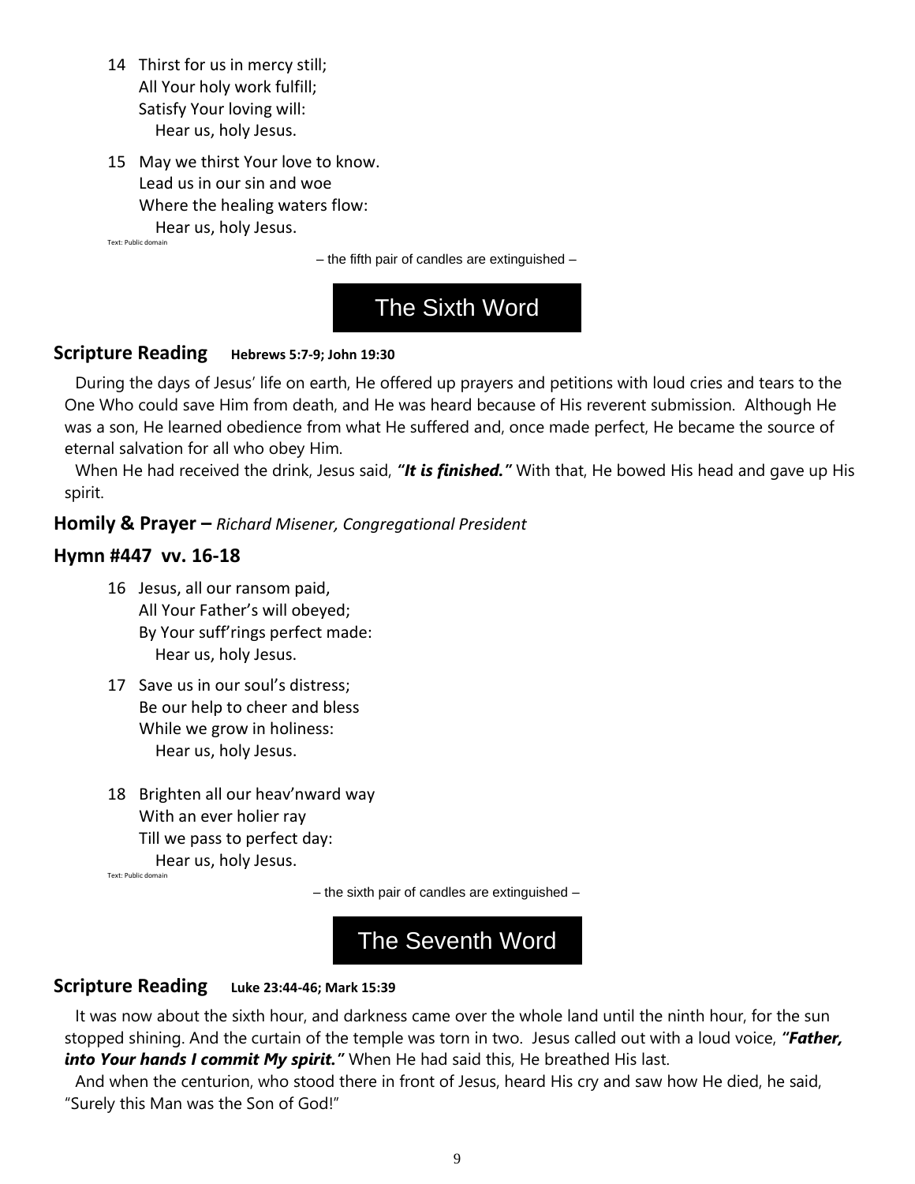14 Thirst for us in mercy still;
All Your holy work fulfill;
Satisfy Your loving will:
Hear us, holy Jesus.

15 May we thirst Your love to know.
Lead us in our sin and woe
Where the healing waters flow:
Hear us, holy Jesus.

Text: Public domain

– the fifth pair of candles are extinguished –

## The Sixth Word

### Scripture Reading Hebrews 5:7-9; John 19:30

During the days of Jesus' life on earth, He offered up prayers and petitions with loud cries and tears to the One Who could save Him from death, and He was heard because of His reverent submission. Although He was a son, He learned obedience from what He suffered and, once made perfect, He became the source of eternal salvation for all who obey Him.

When He had received the drink, Jesus said, ***"It is finished."*** With that, He bowed His head and gave up His spirit.

### Homily & Prayer – *Richard Misener, Congregational President*

### Hymn #447 vv. 16-18

16 Jesus, all our ransom paid,
All Your Father's will obeyed;
By Your suff'rings perfect made:
Hear us, holy Jesus.

17 Save us in our soul's distress;
Be our help to cheer and bless
While we grow in holiness:
Hear us, holy Jesus.

18 Brighten all our heav'nward way
With an ever holier ray
Till we pass to perfect day:
Hear us, holy Jesus.

Text: Public domain

– the sixth pair of candles are extinguished –

## The Seventh Word

### Scripture Reading Luke 23:44-46; Mark 15:39

It was now about the sixth hour, and darkness came over the whole land until the ninth hour, for the sun stopped shining. And the curtain of the temple was torn in two. Jesus called out with a loud voice, ***"Father, into Your hands I commit My spirit."*** When He had said this, He breathed His last.

And when the centurion, who stood there in front of Jesus, heard His cry and saw how He died, he said, "Surely this Man was the Son of God!"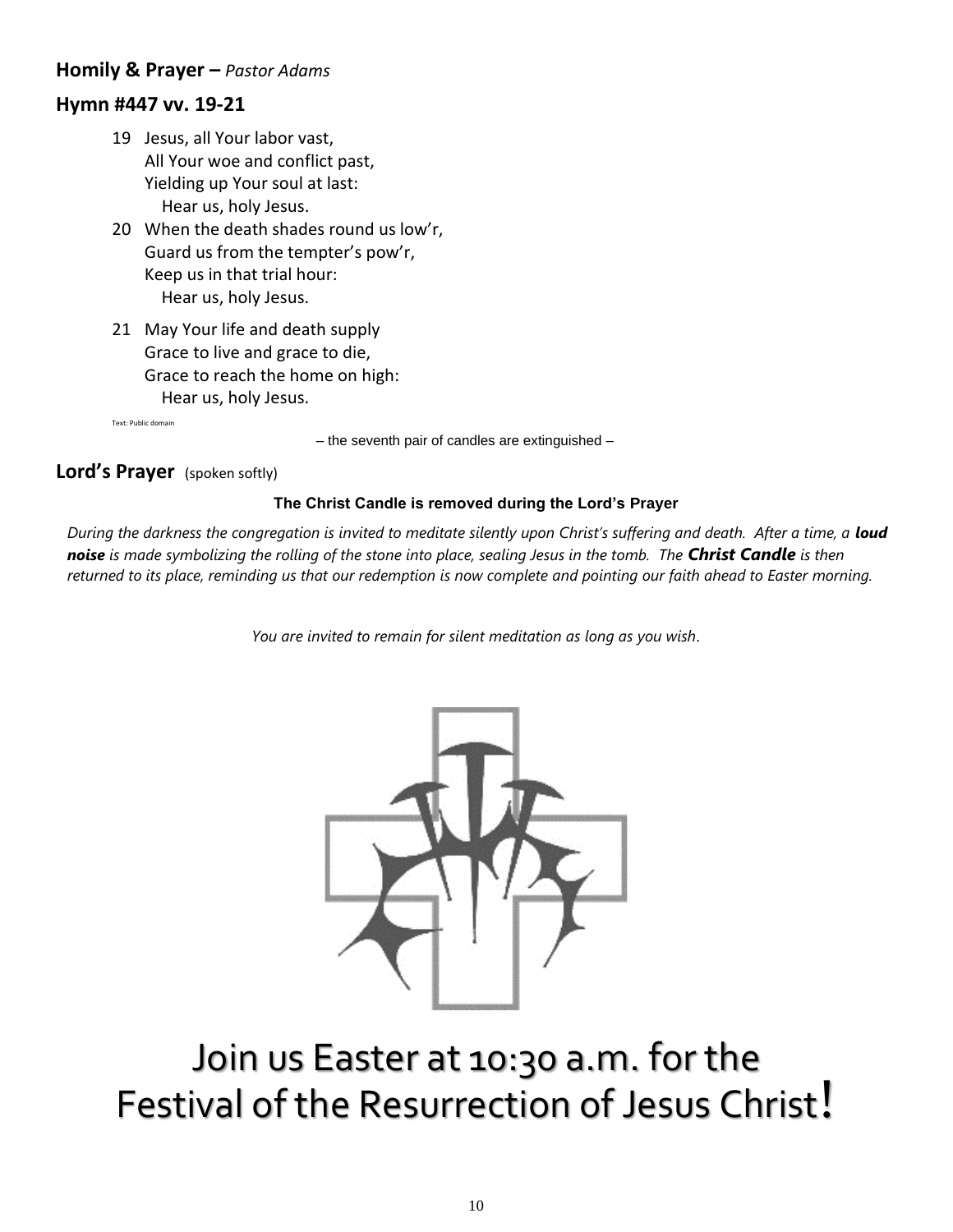**Homily & Prayer –** *Pastor Adams*

**Hymn #447 vv. 19-21**

19 Jesus, all Your labor vast,
All Your woe and conflict past,
Yielding up Your soul at last:
Hear us, holy Jesus.

20 When the death shades round us low'r,
Guard us from the tempter's pow'r,
Keep us in that trial hour:
Hear us, holy Jesus.

21 May Your life and death supply
Grace to live and grace to die,
Grace to reach the home on high:
Hear us, holy Jesus.

Text: Public domain

– the seventh pair of candles are extinguished –

**Lord's Prayer** (spoken softly)

**The Christ Candle is removed during the Lord's Prayer**

*During the darkness the congregation is invited to meditate silently upon Christ's suffering and death. After a time, a* ***loud noise*** *is made symbolizing the rolling of the stone into place, sealing Jesus in the tomb. The* ***Christ Candle*** *is then returned to its place, reminding us that our redemption is now complete and pointing our faith ahead to Easter morning.*

*You are invited to remain for silent meditation as long as you wish.*

# Join us Easter at 10:30 a.m. for the Festival of the Resurrection of Jesus Christ!